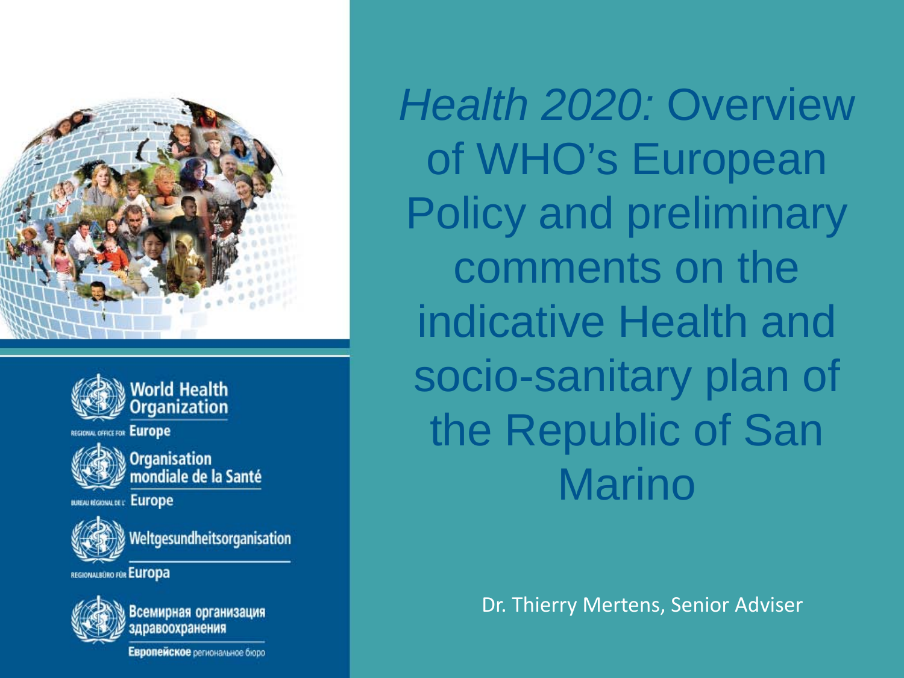# *Health 2020:* Overview of WHO's European Policy and preliminary comments on the indicative Health and socio-sanitary plan of the Republic of San Marino

Dr. Thierry Mertens, Senior Adviser

World Health Organization
REGIONAL OFFICE FOR Europe

Organisation mondiale de la Santé
BUREAU RÉGIONAL DE L' Europe

Weltgesundheitsorganisation
REGIONALBÜRO FÜR Europa

Всемирная организация здравоохранения
Европейское региональное бюро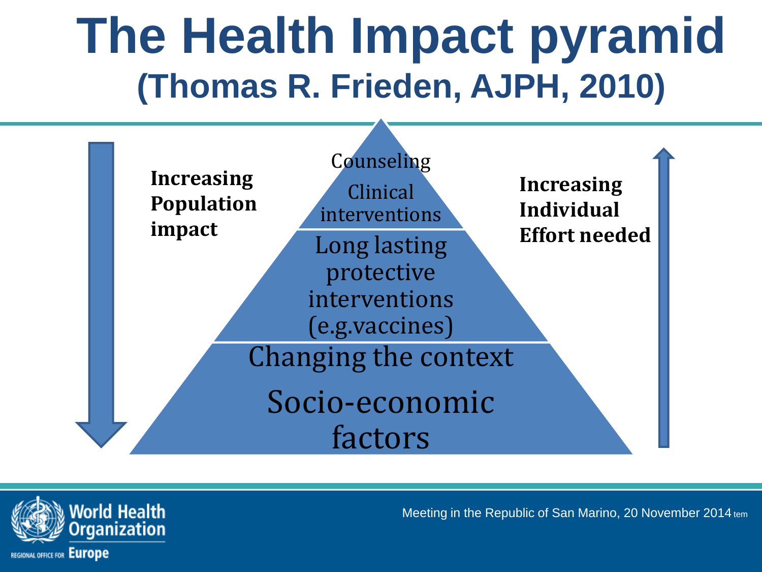# The Health Impact pyramid

## (Thomas R. Frieden, AJPH, 2010)

**Increasing Population impact**

- Counseling
- Clinical interventions
- Long lasting protective interventions (e.g.vaccines)
- Changing the context
- Socio-economic factors

**Increasing Individual Effort needed**

Meeting in the Republic of San Marino, 20 November 2014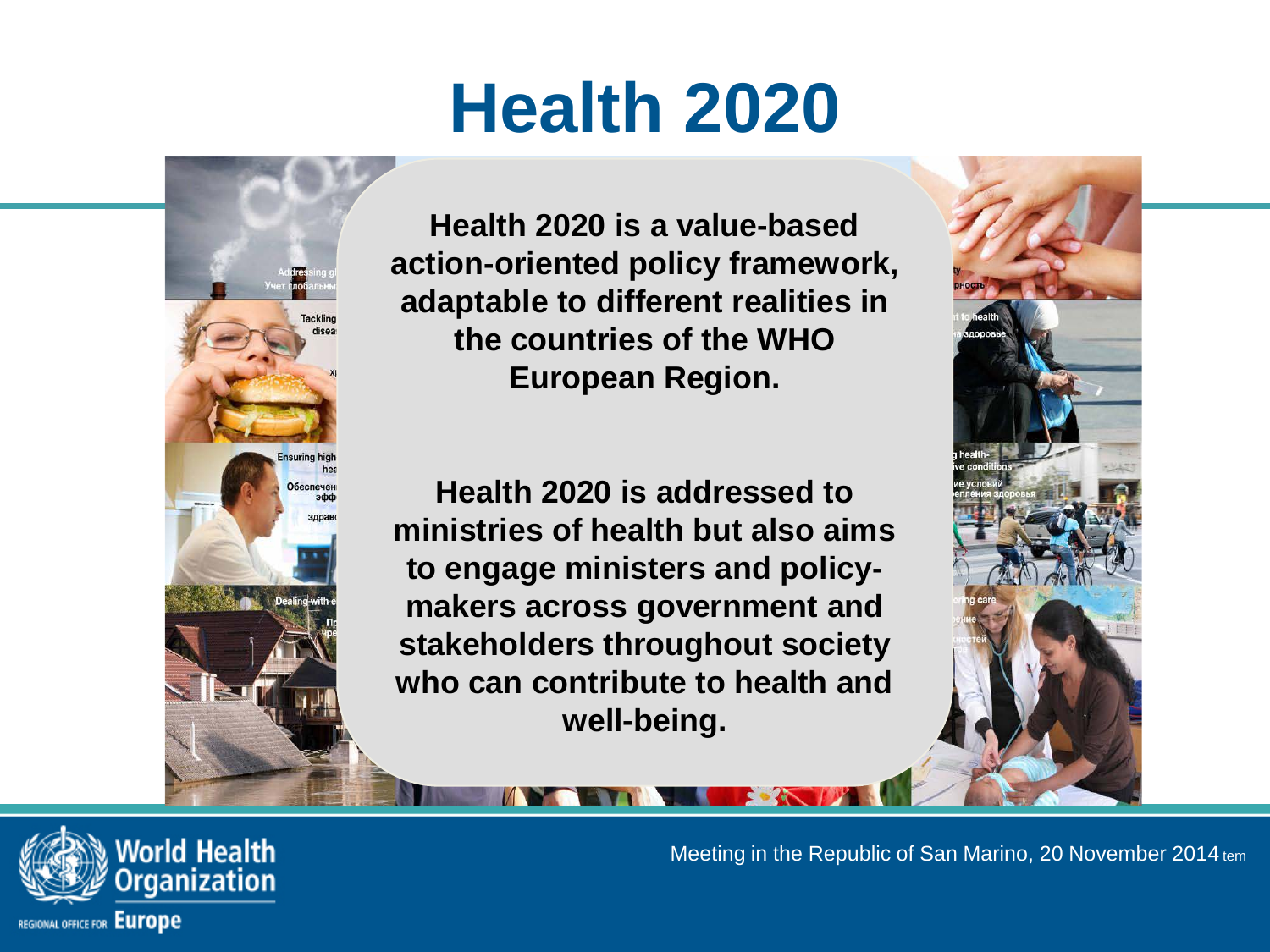# Health 2020

**Health 2020 is a value-based action-oriented policy framework, adaptable to different realities in the countries of the WHO European Region.**

**Health 2020 is addressed to ministries of health but also aims to engage ministers and policy-makers across government and stakeholders throughout society who can contribute to health and well-being.**

Meeting in the Republic of San Marino, 20 November 2014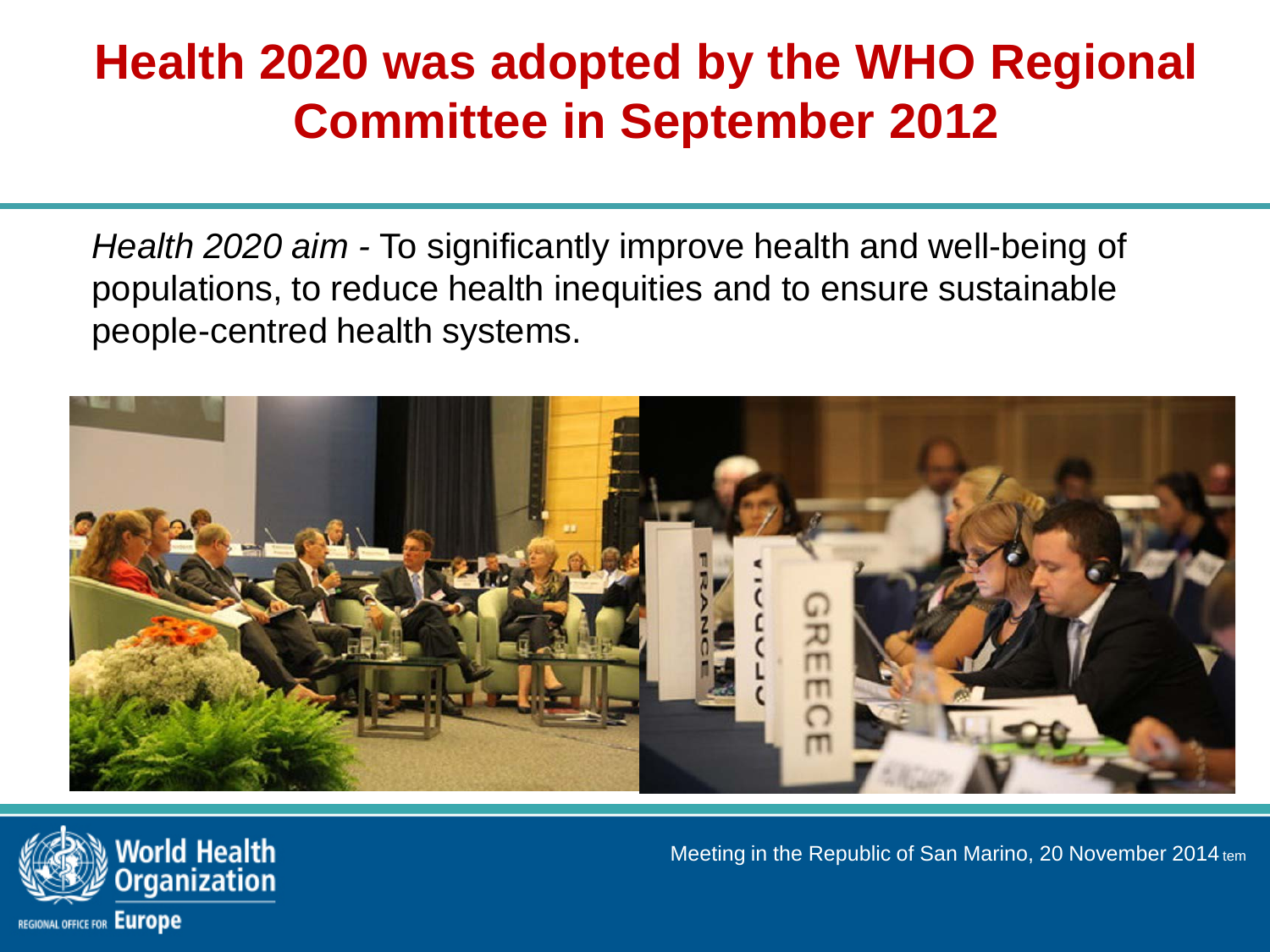# Health 2020 was adopted by the WHO Regional Committee in September 2012

*Health 2020 aim* - To significantly improve health and well-being of populations, to reduce health inequities and to ensure sustainable people-centred health systems.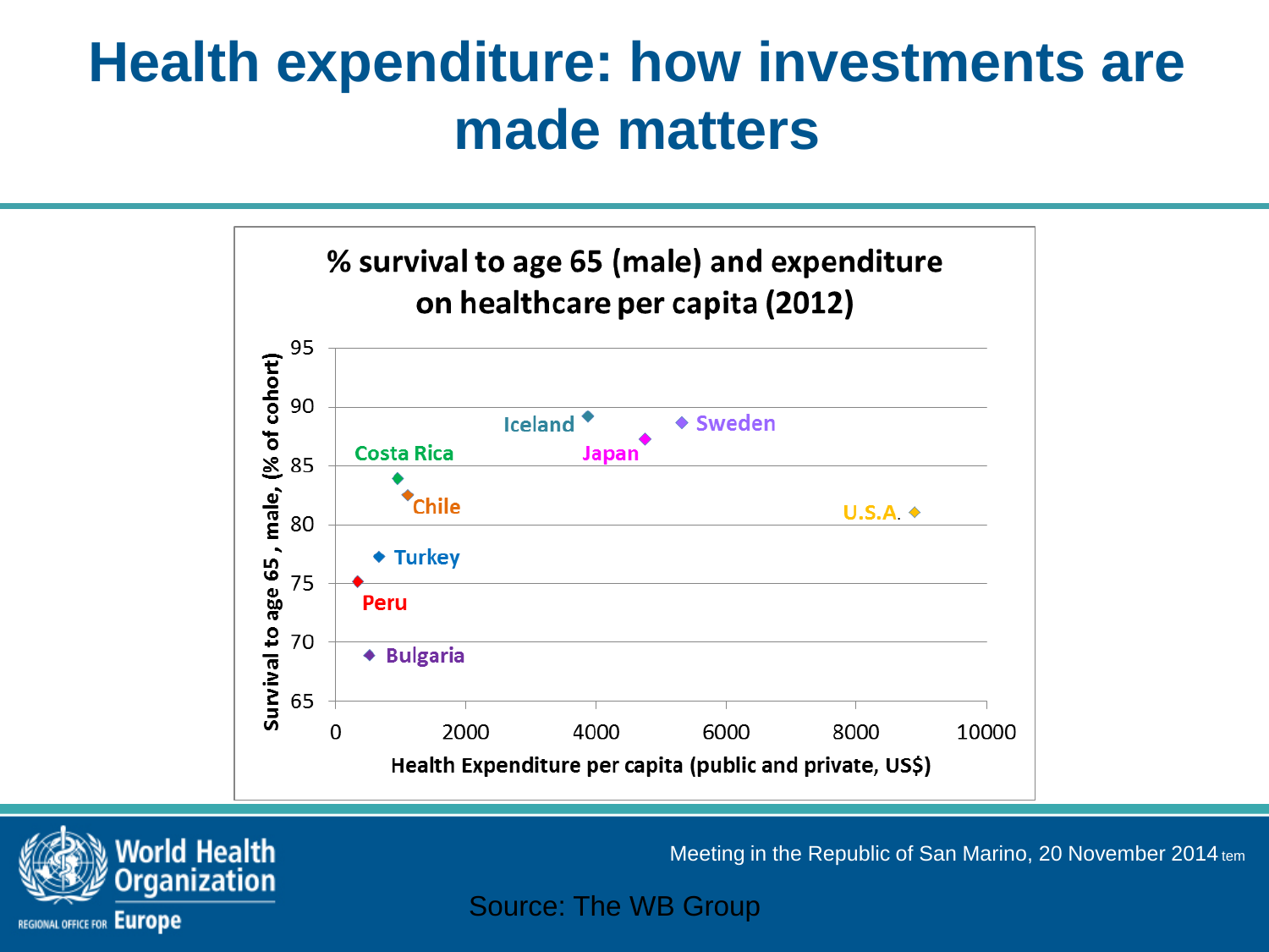# Health expenditure: how investments are made matters

**% survival to age 65 (male) and expenditure on healthcare per capita (2012)**

Survival to age 65, male, (% of cohort)

Health Expenditure per capita (public and private, US$)

Iceland, Sweden, Japan, Costa Rica, Chile, U.S.A., Turkey, Peru, Bulgaria

Source: The WB Group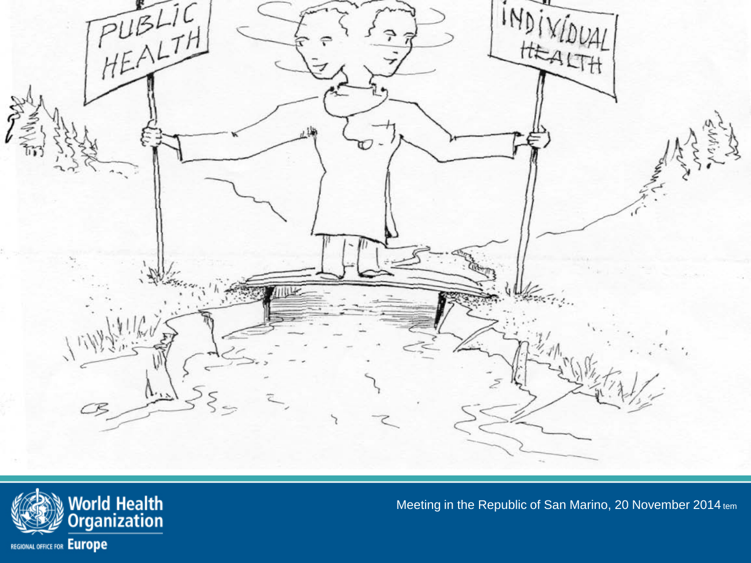PUBLIC HEALTH

INDIVIDUAL HEALTH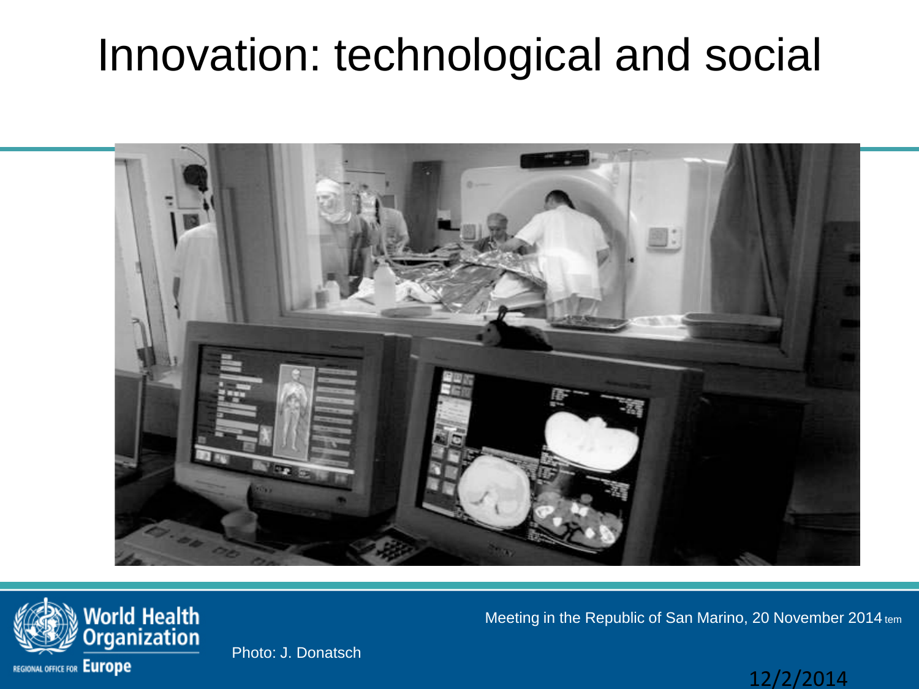# Innovation: technological and social

Photo: J. Donatsch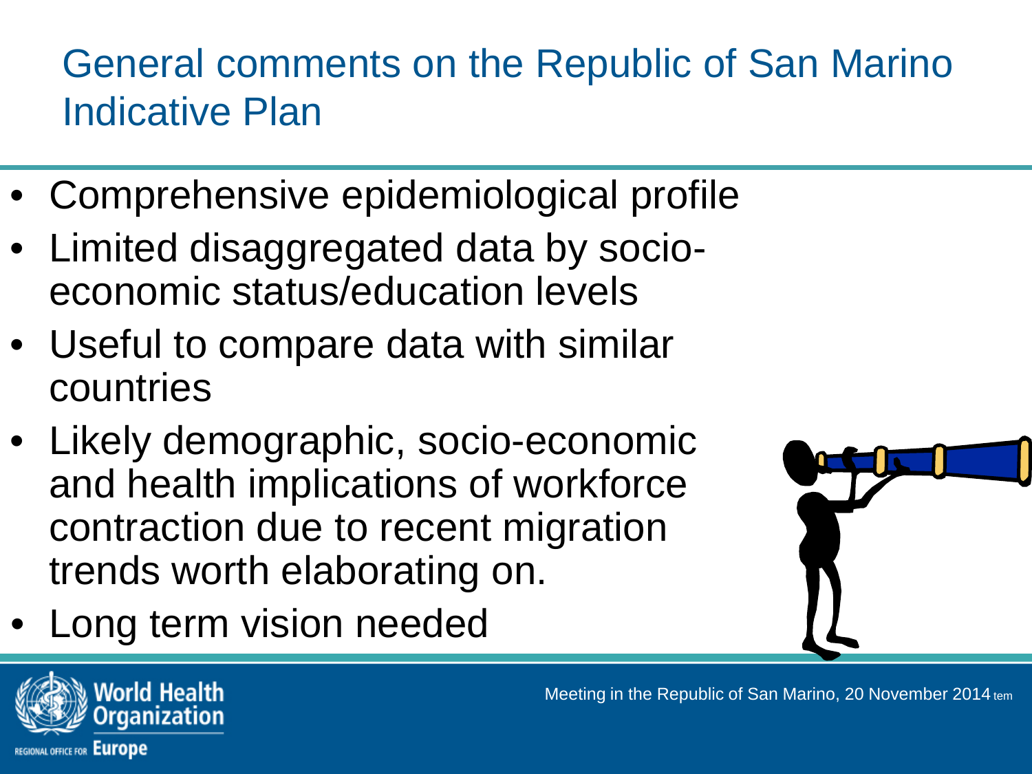# General comments on the Republic of San Marino Indicative Plan

- Comprehensive epidemiological profile
- Limited disaggregated data by socio-economic status/education levels
- Useful to compare data with similar countries
- Likely demographic, socio-economic and health implications of workforce contraction due to recent migration trends worth elaborating on.
- Long term vision needed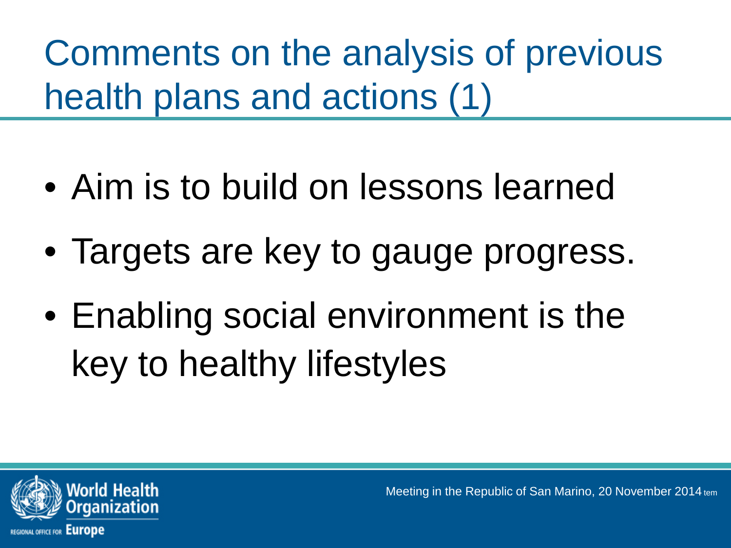# Comments on the analysis of previous health plans and actions (1)

- Aim is to build on lessons learned
- Targets are key to gauge progress.
- Enabling social environment is the key to healthy lifestyles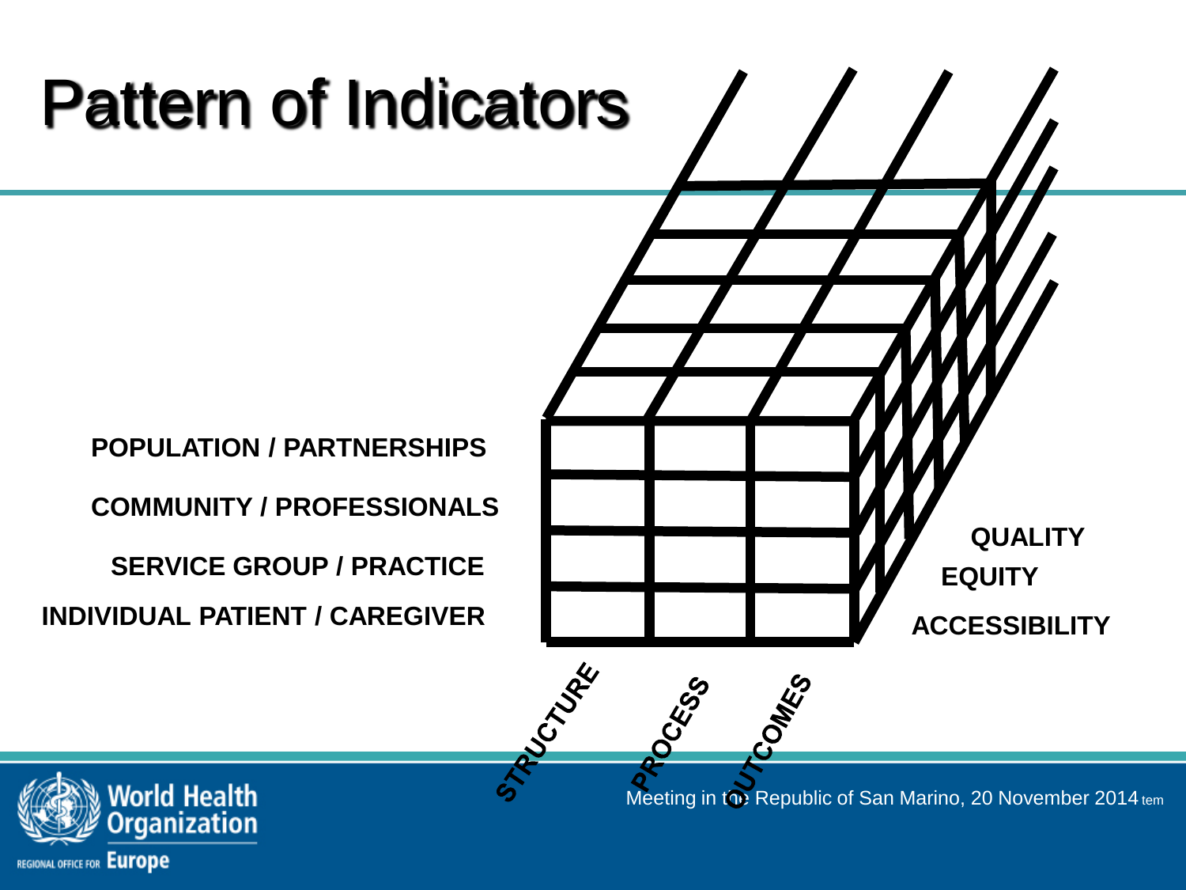# Pattern of Indicators

POPULATION / PARTNERSHIPS

COMMUNITY / PROFESSIONALS

SERVICE GROUP / PRACTICE

INDIVIDUAL PATIENT / CAREGIVER

QUALITY

EQUITY

ACCESSIBILITY

STRUCTURE

PROCESS

OUTCOMES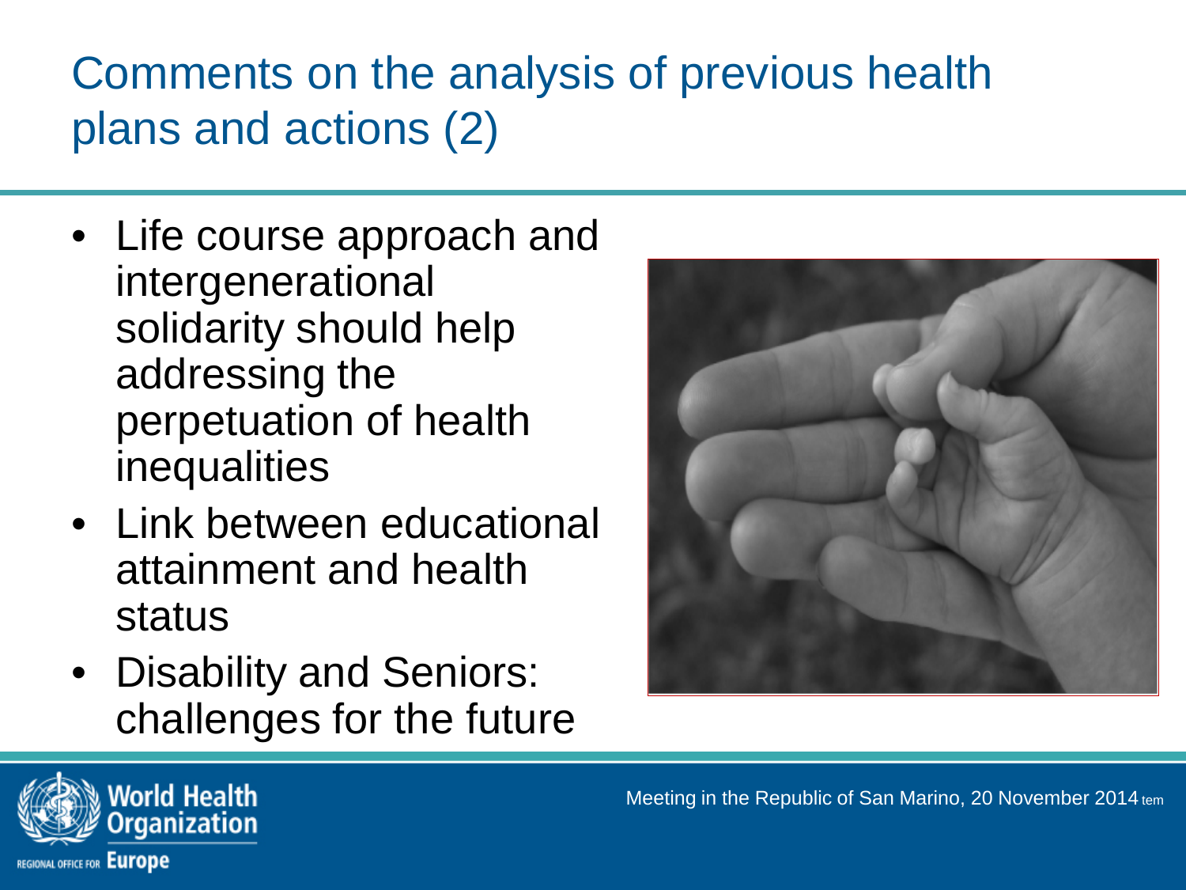# Comments on the analysis of previous health plans and actions (2)

- Life course approach and intergenerational solidarity should help addressing the perpetuation of health inequalities
- Link between educational attainment and health status
- Disability and Seniors: challenges for the future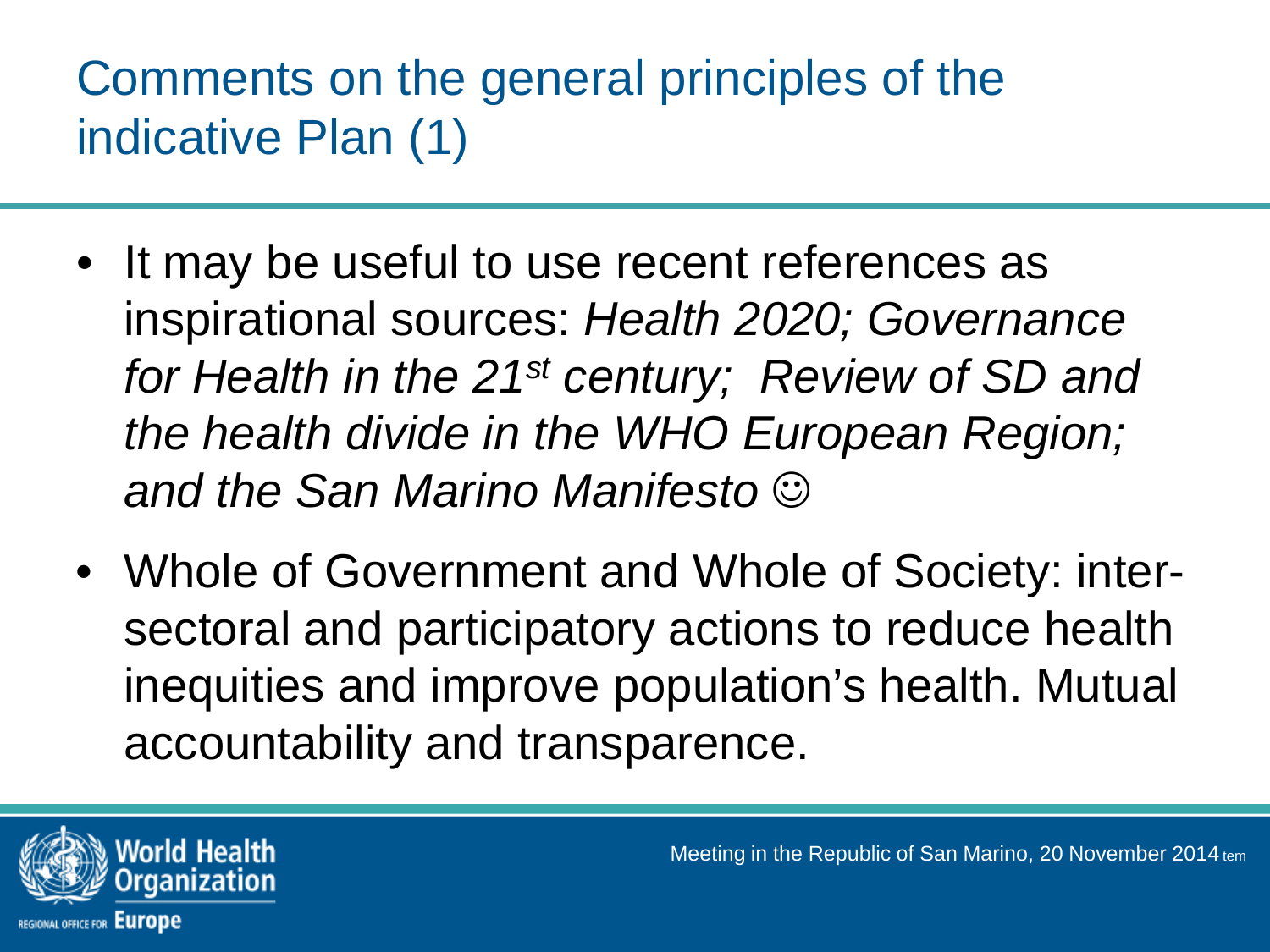# Comments on the general principles of the indicative Plan (1)

- It may be useful to use recent references as inspirational sources: *Health 2020; Governance for Health in the 21st century; Review of SD and the health divide in the WHO European Region; and the San Marino Manifesto* ☺
- Whole of Government and Whole of Society: inter-sectoral and participatory actions to reduce health inequities and improve population's health. Mutual accountability and transparence.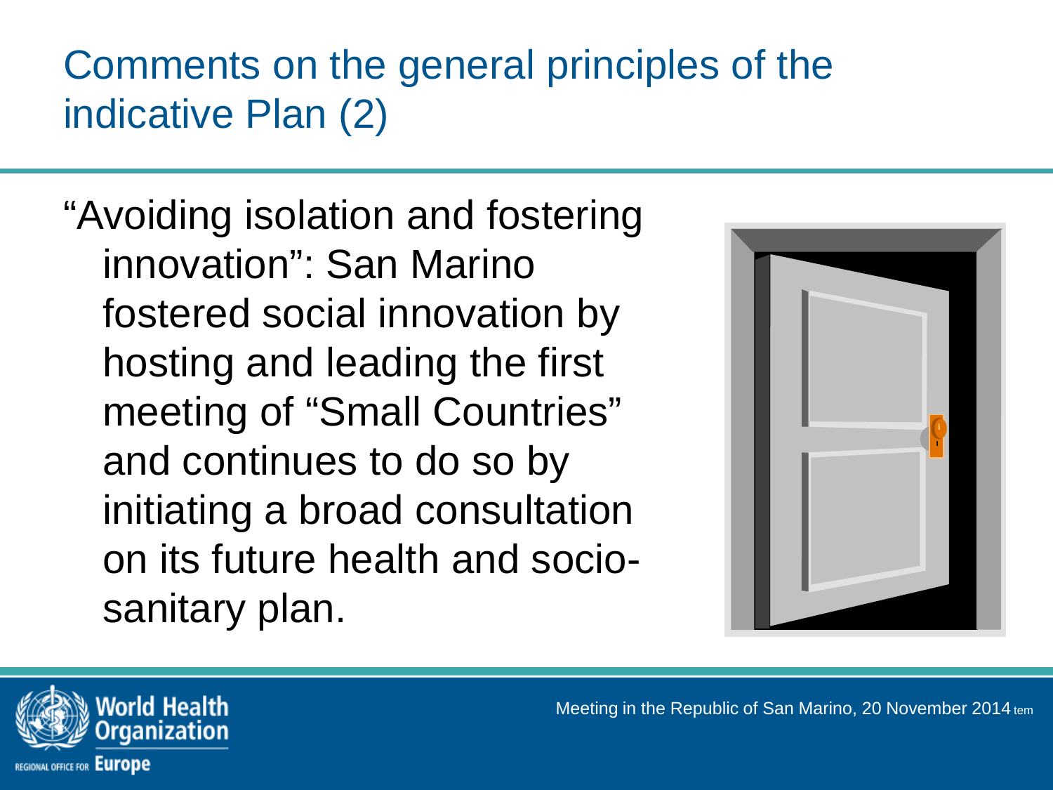# Comments on the general principles of the indicative Plan (2)

"Avoiding isolation and fostering innovation": San Marino fostered social innovation by hosting and leading the first meeting of "Small Countries" and continues to do so by initiating a broad consultation on its future health and socio-sanitary plan.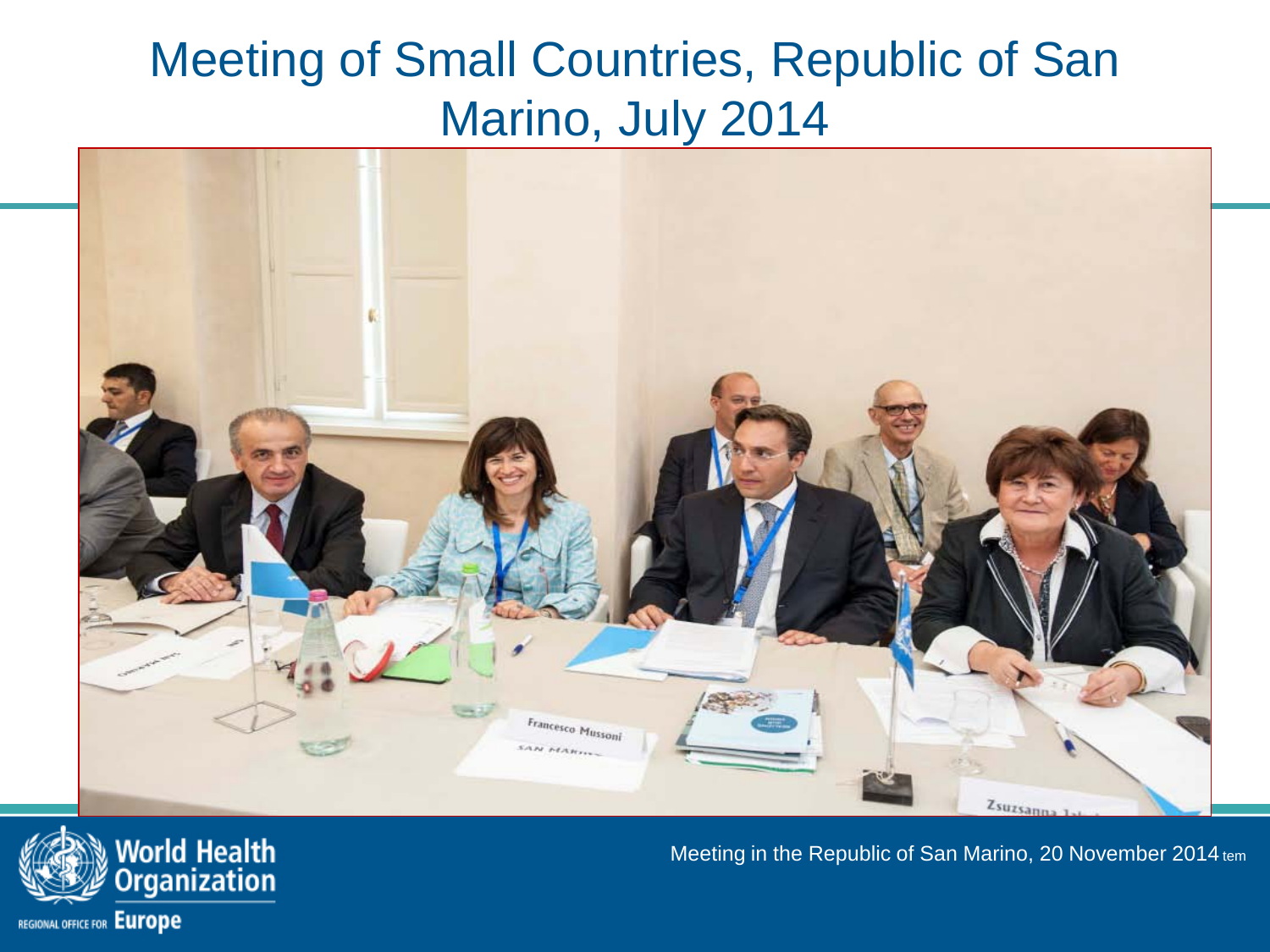# Meeting of Small Countries, Republic of San Marino, July 2014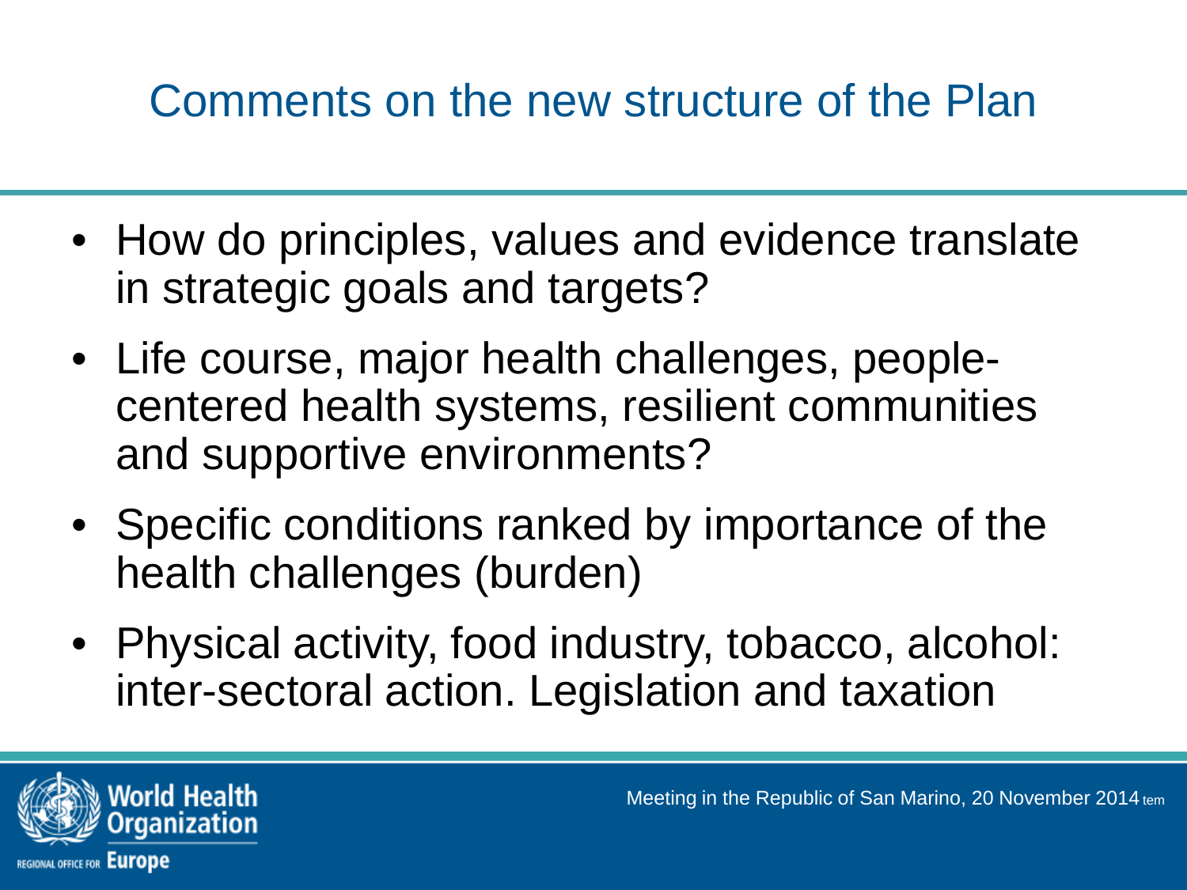# Comments on the new structure of the Plan

- How do principles, values and evidence translate in strategic goals and targets?
- Life course, major health challenges, people-centered health systems, resilient communities and supportive environments?
- Specific conditions ranked by importance of the health challenges (burden)
- Physical activity, food industry, tobacco, alcohol: inter-sectoral action. Legislation and taxation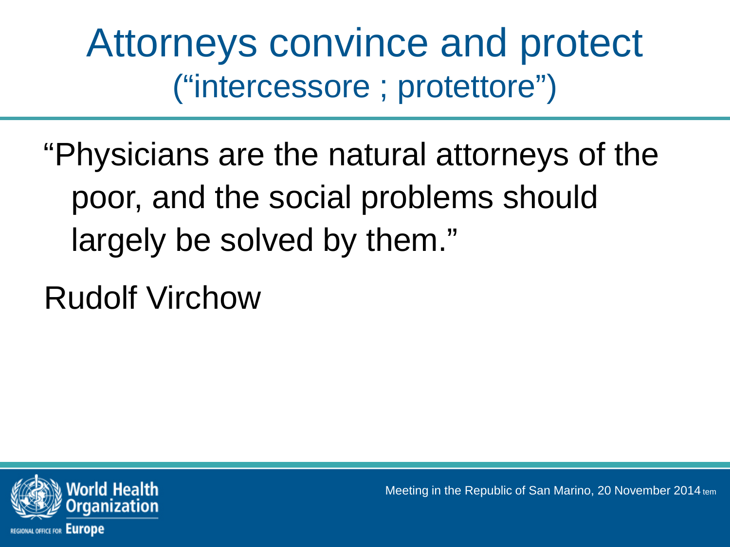# Attorneys convince and protect
## ("intercessore ; protettore")

"Physicians are the natural attorneys of the poor, and the social problems should largely be solved by them."

Rudolf Virchow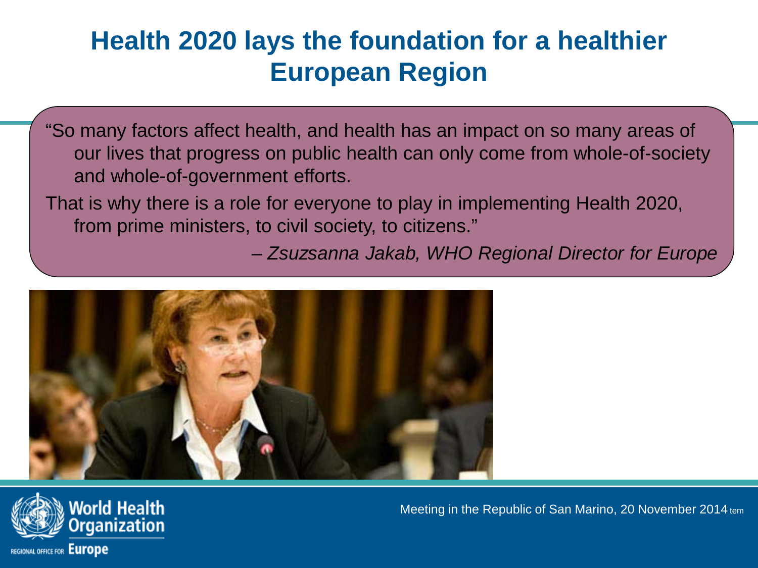# Health 2020 lays the foundation for a healthier European Region

"So many factors affect health, and health has an impact on so many areas of our lives that progress on public health can only come from whole-of-society and whole-of-government efforts.

That is why there is a role for everyone to play in implementing Health 2020, from prime ministers, to civil society, to citizens."

*– Zsuzsanna Jakab, WHO Regional Director for Europe*

Meeting in the Republic of San Marino, 20 November 2014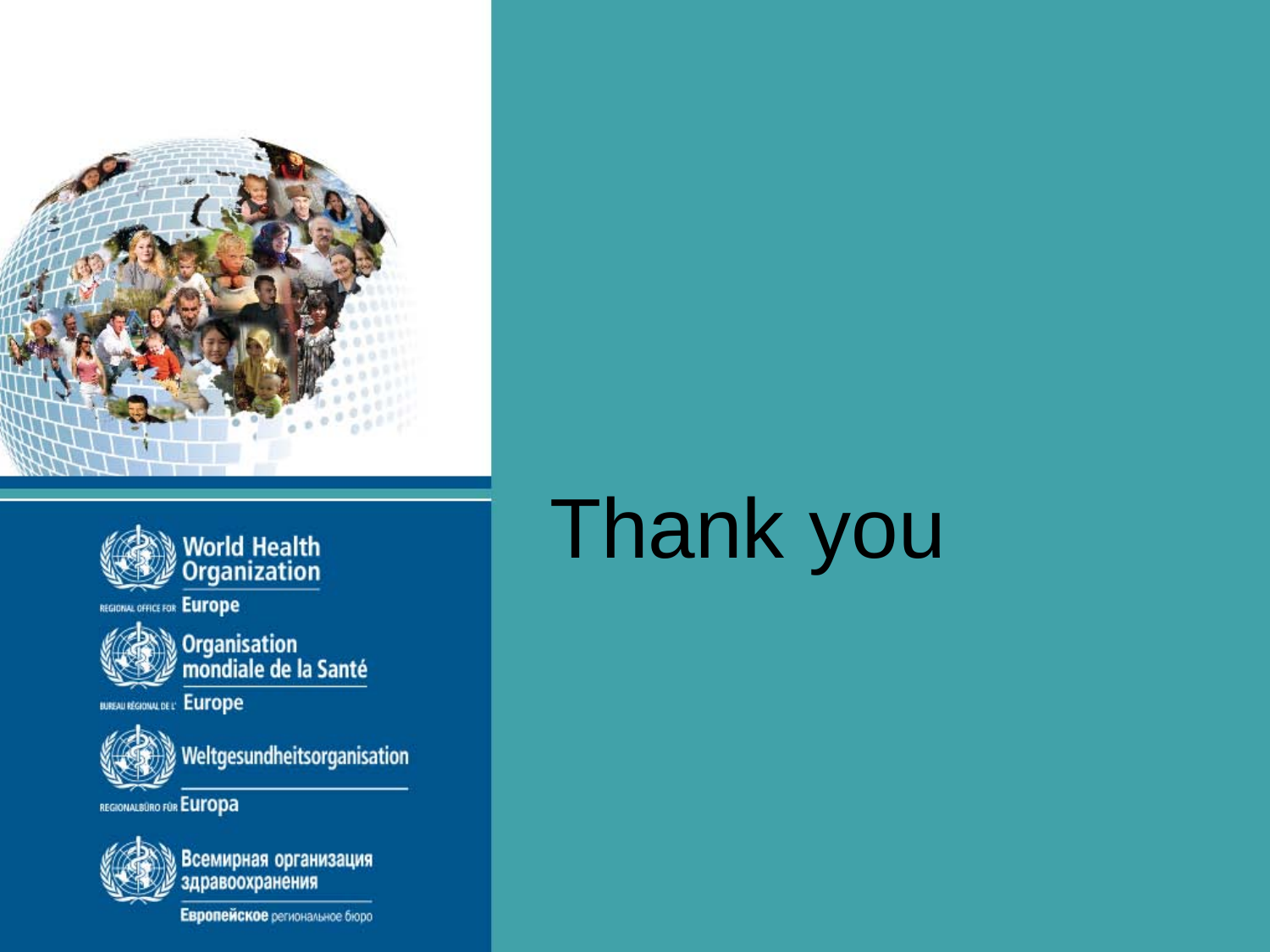World Health Organization

REGIONAL OFFICE FOR Europe

Organisation mondiale de la Santé

BUREAU RÉGIONAL DE L' Europe

Weltgesundheitsorganisation

REGIONALBÜRO FÜR Europa

Всемирная организация здравоохранения

Европейское региональное бюро

# Thank you